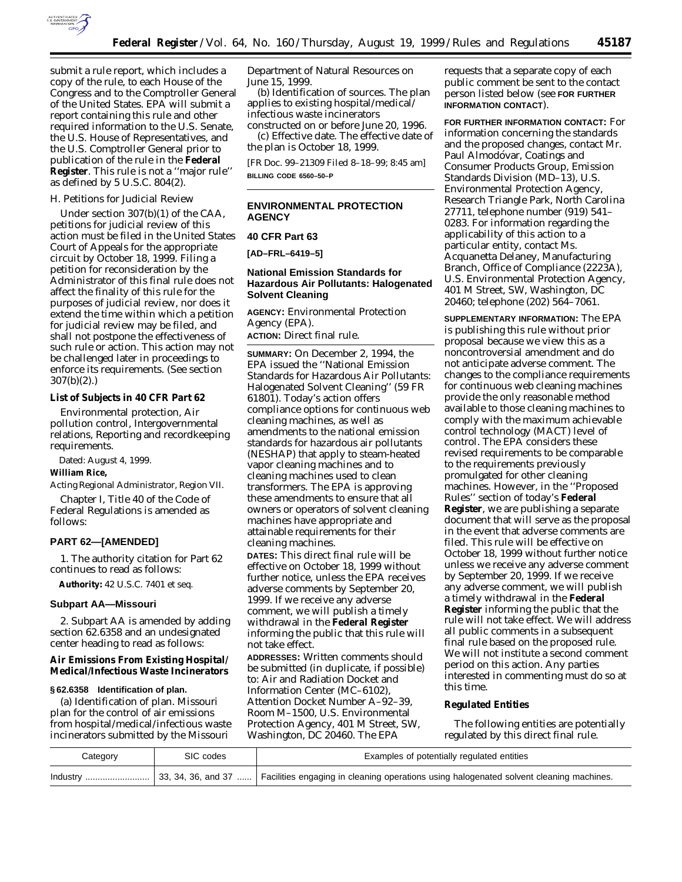submit a rule report, which includes a copy of the rule, to each House of the Congress and to the Comptroller General of the United States. EPA will submit a report containing this rule and other required information to the U.S. Senate, the U.S. House of Representatives, and the U.S. Comptroller General prior to publication of the rule in the **Federal Register**. This rule is not a ''major rule'' as defined by 5 U.S.C. 804(2).

H. Petitions for Judicial Review

Under section 307(b)(1) of the CAA, petitions for judicial review of this action must be filed in the United States Court of Appeals for the appropriate circuit by October 18, 1999. Filing a petition for reconsideration by the Administrator of this final rule does not affect the finality of this rule for the purposes of judicial review, nor does it extend the time within which a petition for judicial review may be filed, and shall not postpone the effectiveness of such rule or action. This action may not be challenged later in proceedings to enforce its requirements. (See section 307(b)(2).)

**List of Subjects in 40 CFR Part 62**

Environmental protection, Air pollution control, Intergovernmental relations, Reporting and recordkeeping requirements.

Dated: August 4, 1999.

**William Rice,**

*Acting Regional Administrator, Region VII.*

Chapter I, Title 40 of the Code of Federal Regulations is amended as follows:

**PART 62—[AMENDED]**

1. The authority citation for Part 62 continues to read as follows:

**Authority:** 42 U.S.C. 7401 et seq.

**Subpart AA—Missouri**

2. Subpart AA is amended by adding section 62.6358 and an undesignated center heading to read as follows:

**Air Emissions From Existing Hospital/Medical/Infectious Waste Incinerators**

**§ 62.6358 Identification of plan.**

(a) Identification of plan. Missouri plan for the control of air emissions from hospital/medical/infectious waste incinerators submitted by the Missouri Department of Natural Resources on June 15, 1999.

(b) Identification of sources. The plan applies to existing hospital/medical/infectious waste incinerators constructed on or before June 20, 1996.

(c) Effective date. The effective date of the plan is October 18, 1999.

[FR Doc. 99–21309 Filed 8–18–99; 8:45 am]

**BILLING CODE 6560–50–P**

**ENVIRONMENTAL PROTECTION AGENCY**

**40 CFR Part 63**

**[AD–FRL–6419–5]**

**National Emission Standards for Hazardous Air Pollutants: Halogenated Solvent Cleaning**

**AGENCY:** Environmental Protection Agency (EPA).

**ACTION:** Direct final rule.

**SUMMARY:** On December 2, 1994, the EPA issued the ''National Emission Standards for Hazardous Air Pollutants: Halogenated Solvent Cleaning'' (59 FR 61801). Today's action offers compliance options for continuous web cleaning machines, as well as amendments to the national emission standards for hazardous air pollutants (NESHAP) that apply to steam-heated vapor cleaning machines and to cleaning machines used to clean transformers. The EPA is approving these amendments to ensure that all owners or operators of solvent cleaning machines have appropriate and attainable requirements for their cleaning machines.

**DATES:** This direct final rule will be effective on October 18, 1999 without further notice, unless the EPA receives adverse comments by September 20, 1999. If we receive any adverse comment, we will publish a timely withdrawal in the **Federal Register** informing the public that this rule will not take effect.

**ADDRESSES:** Written comments should be submitted (in duplicate, if possible) to: Air and Radiation Docket and Information Center (MC–6102), Attention Docket Number A–92–39, Room M–1500, U.S. Environmental Protection Agency, 401 M Street, SW, Washington, DC 20460. The EPA requests that a separate copy of each public comment be sent to the contact person listed below (see **FOR FURTHER INFORMATION CONTACT**).

**FOR FURTHER INFORMATION CONTACT:** For information concerning the standards and the proposed changes, contact Mr. Paul Almodóvar, Coatings and Consumer Products Group, Emission Standards Division (MD–13), U.S. Environmental Protection Agency, Research Triangle Park, North Carolina 27711, telephone number (919) 541–0283. For information regarding the applicability of this action to a particular entity, contact Ms. Acquanetta Delaney, Manufacturing Branch, Office of Compliance (2223A), U.S. Environmental Protection Agency, 401 M Street, SW, Washington, DC 20460; telephone (202) 564–7061.

**SUPPLEMENTARY INFORMATION:** The EPA is publishing this rule without prior proposal because we view this as a noncontroversial amendment and do not anticipate adverse comment. The changes to the compliance requirements for continuous web cleaning machines provide the only reasonable method available to those cleaning machines to comply with the maximum achievable control technology (MACT) level of control. The EPA considers these revised requirements to be comparable to the requirements previously promulgated for other cleaning machines. However, in the ''Proposed Rules'' section of today's **Federal Register**, we are publishing a separate document that will serve as the proposal in the event that adverse comments are filed. This rule will be effective on October 18, 1999 without further notice unless we receive any adverse comment by September 20, 1999. If we receive any adverse comment, we will publish a timely withdrawal in the **Federal Register** informing the public that the rule will not take effect. We will address all public comments in a subsequent final rule based on the proposed rule. We will not institute a second comment period on this action. Any parties interested in commenting must do so at this time.

***Regulated Entities***

The following entities are potentially regulated by this direct final rule.

| Category | SIC codes | Examples of potentially regulated entities |
|---|---|---|
| Industry | 33, 34, 36, and 37 | Facilities engaging in cleaning operations using halogenated solvent cleaning machines. |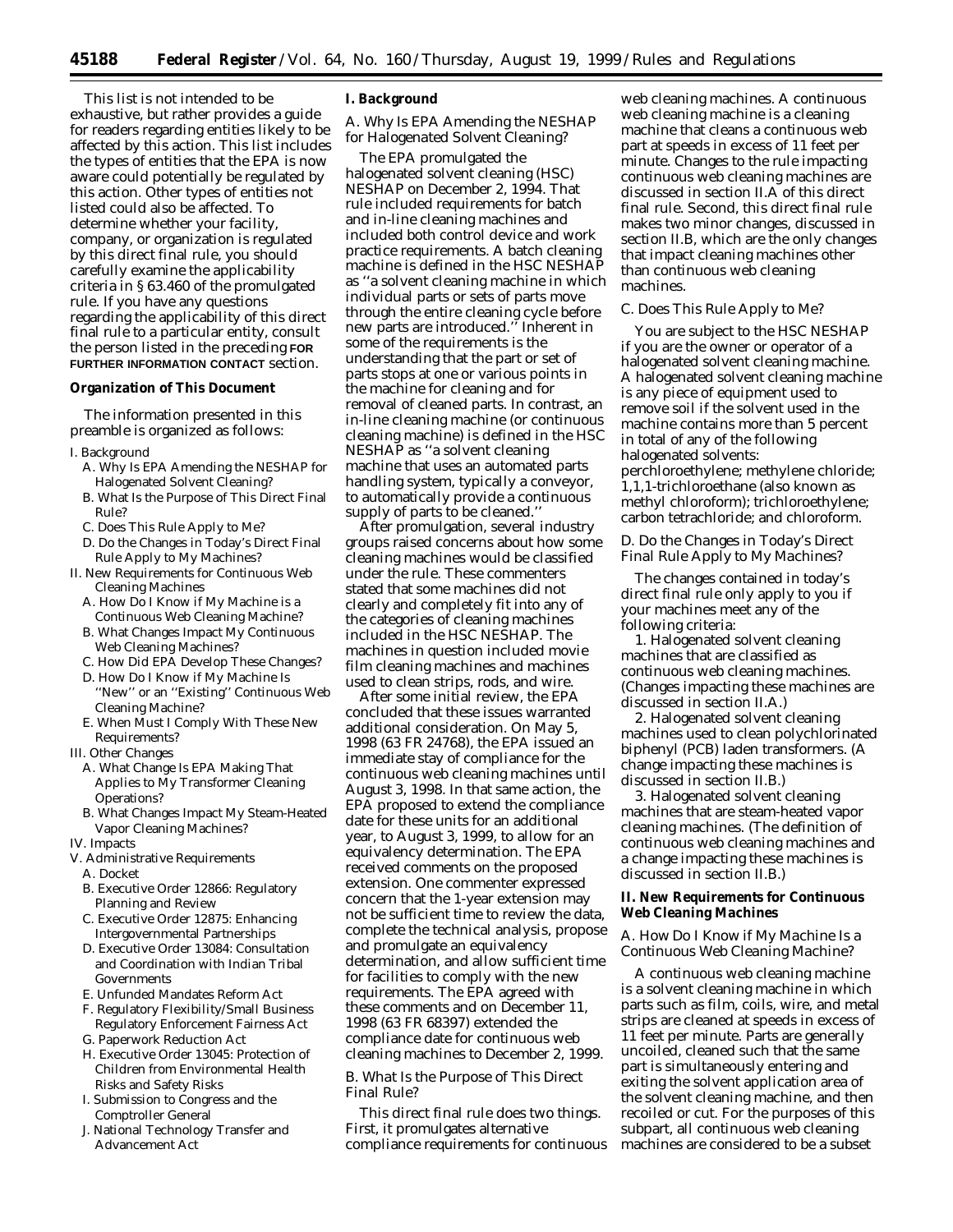This list is not intended to be exhaustive, but rather provides a guide for readers regarding entities likely to be affected by this action. This list includes the types of entities that the EPA is now aware could potentially be regulated by this action. Other types of entities not listed could also be affected. To determine whether your facility, company, or organization is regulated by this direct final rule, you should carefully examine the applicability criteria in § 63.460 of the promulgated rule. If you have any questions regarding the applicability of this direct final rule to a particular entity, consult the person listed in the preceding **FOR FURTHER INFORMATION CONTACT** section.

**Organization of This Document**

The information presented in this preamble is organized as follows:

I. Background
- A. Why Is EPA Amending the NESHAP for Halogenated Solvent Cleaning?
- B. What Is the Purpose of This Direct Final Rule?
- C. Does This Rule Apply to Me?
- D. Do the Changes in Today's Direct Final Rule Apply to My Machines?

II. New Requirements for Continuous Web Cleaning Machines
- A. How Do I Know if My Machine is a Continuous Web Cleaning Machine?
- B. What Changes Impact My Continuous Web Cleaning Machines?
- C. How Did EPA Develop These Changes?
- D. How Do I Know if My Machine Is "New" or an "Existing" Continuous Web Cleaning Machine?
- E. When Must I Comply With These New Requirements?

III. Other Changes
- A. What Change Is EPA Making That Applies to My Transformer Cleaning Operations?
- B. What Changes Impact My Steam-Heated Vapor Cleaning Machines?

IV. Impacts

V. Administrative Requirements
- A. Docket
- B. Executive Order 12866: Regulatory Planning and Review
- C. Executive Order 12875: Enhancing Intergovernmental Partnerships
- D. Executive Order 13084: Consultation and Coordination with Indian Tribal Governments
- E. Unfunded Mandates Reform Act
- F. Regulatory Flexibility/Small Business Regulatory Enforcement Fairness Act
- G. Paperwork Reduction Act
- H. Executive Order 13045: Protection of Children from Environmental Health Risks and Safety Risks
- I. Submission to Congress and the Comptroller General
- J. National Technology Transfer and Advancement Act

## I. Background

### A. Why Is EPA Amending the NESHAP for Halogenated Solvent Cleaning?

The EPA promulgated the halogenated solvent cleaning (HSC) NESHAP on December 2, 1994. That rule included requirements for batch and in-line cleaning machines and included both control device and work practice requirements. A batch cleaning machine is defined in the HSC NESHAP as "a solvent cleaning machine in which individual parts or sets of parts move through the entire cleaning cycle before new parts are introduced." Inherent in some of the requirements is the understanding that the part or set of parts stops at one or various points in the machine for cleaning and for removal of cleaned parts. In contrast, an in-line cleaning machine (or continuous cleaning machine) is defined in the HSC NESHAP as "a solvent cleaning machine that uses an automated parts handling system, typically a conveyor, to automatically provide a continuous supply of parts to be cleaned."

After promulgation, several industry groups raised concerns about how some cleaning machines would be classified under the rule. These commenters stated that some machines did not clearly and completely fit into any of the categories of cleaning machines included in the HSC NESHAP. The machines in question included movie film cleaning machines and machines used to clean strips, rods, and wire.

After some initial review, the EPA concluded that these issues warranted additional consideration. On May 5, 1998 (63 FR 24768), the EPA issued an immediate stay of compliance for the continuous web cleaning machines until August 3, 1998. In that same action, the EPA proposed to extend the compliance date for these units for an additional year, to August 3, 1999, to allow for an equivalency determination. The EPA received comments on the proposed extension. One commenter expressed concern that the 1-year extension may not be sufficient time to review the data, complete the technical analysis, propose and promulgate an equivalency determination, and allow sufficient time for facilities to comply with the new requirements. The EPA agreed with these comments and on December 11, 1998 (63 FR 68397) extended the compliance date for continuous web cleaning machines to December 2, 1999.

### B. What Is the Purpose of This Direct Final Rule?

This direct final rule does two things. First, it promulgates alternative compliance requirements for continuous web cleaning machines. A continuous web cleaning machine is a cleaning machine that cleans a continuous web part at speeds in excess of 11 feet per minute. Changes to the rule impacting continuous web cleaning machines are discussed in section II.A of this direct final rule. Second, this direct final rule makes two minor changes, discussed in section II.B, which are the only changes that impact cleaning machines other than continuous web cleaning machines.

### C. Does This Rule Apply to Me?

You are subject to the HSC NESHAP if you are the owner or operator of a halogenated solvent cleaning machine. A halogenated solvent cleaning machine is any piece of equipment used to remove soil if the solvent used in the machine contains more than 5 percent in total of any of the following halogenated solvents: perchloroethylene; methylene chloride; 1,1,1-trichloroethane (also known as methyl chloroform); trichloroethylene; carbon tetrachloride; and chloroform.

### D. Do the Changes in Today's Direct Final Rule Apply to My Machines?

The changes contained in today's direct final rule only apply to you if your machines meet any of the following criteria:

1. Halogenated solvent cleaning machines that are classified as continuous web cleaning machines. (Changes impacting these machines are discussed in section II.A.)
2. Halogenated solvent cleaning machines used to clean polychlorinated biphenyl (PCB) laden transformers. (A change impacting these machines is discussed in section II.B.)
3. Halogenated solvent cleaning machines that are steam-heated vapor cleaning machines. (The definition of continuous web cleaning machines and a change impacting these machines is discussed in section II.B.)

## II. New Requirements for Continuous Web Cleaning Machines

### A. How Do I Know if My Machine Is a Continuous Web Cleaning Machine?

A continuous web cleaning machine is a solvent cleaning machine in which parts such as film, coils, wire, and metal strips are cleaned at speeds in excess of 11 feet per minute. Parts are generally uncoiled, cleaned such that the same part is simultaneously entering and exiting the solvent application area of the solvent cleaning machine, and then recoiled or cut. For the purposes of this subpart, all continuous web cleaning machines are considered to be a subset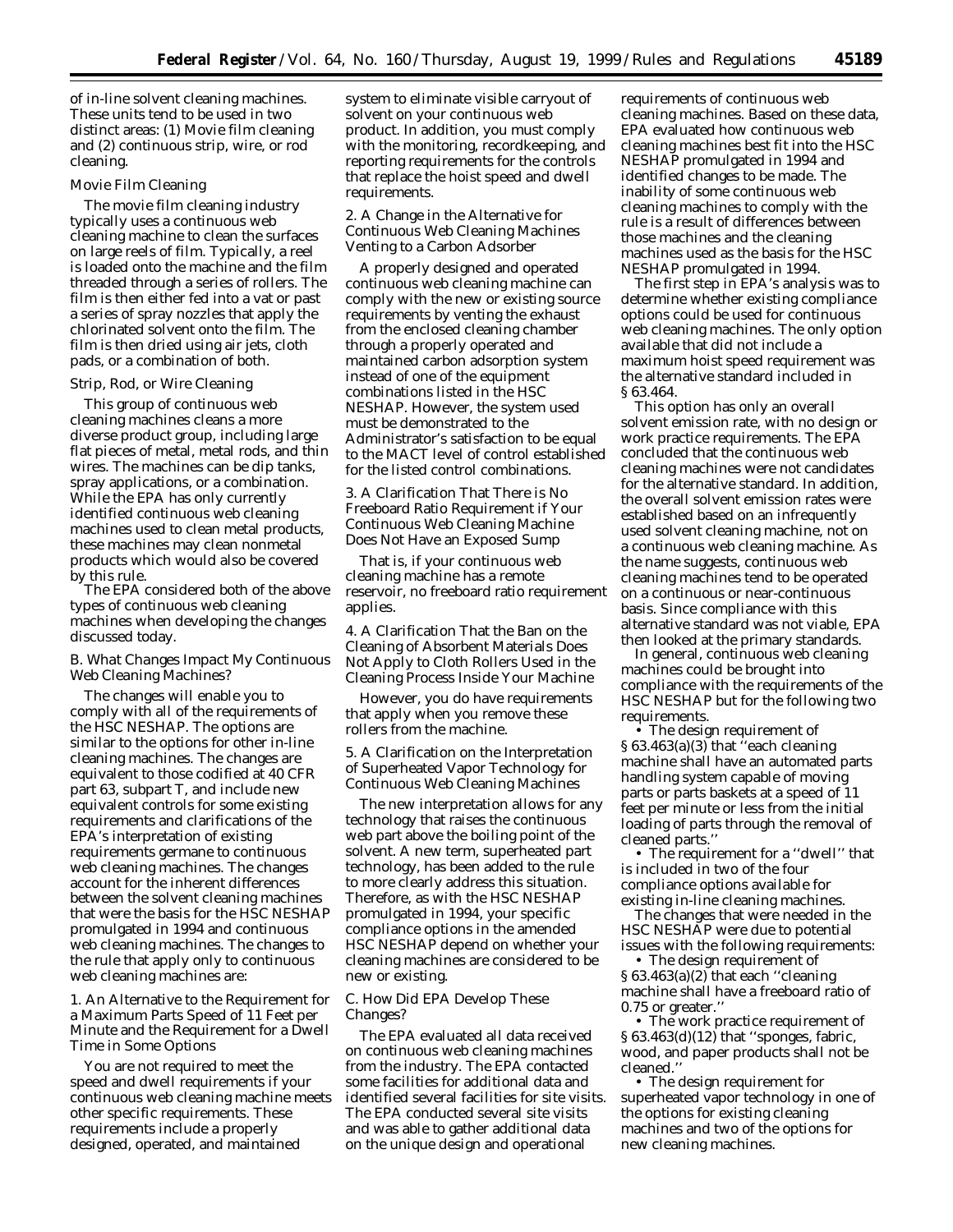of in-line solvent cleaning machines. These units tend to be used in two distinct areas: (1) Movie film cleaning and (2) continuous strip, wire, or rod cleaning.

*Movie Film Cleaning*

The movie film cleaning industry typically uses a continuous web cleaning machine to clean the surfaces on large reels of film. Typically, a reel is loaded onto the machine and the film threaded through a series of rollers. The film is then either fed into a vat or past a series of spray nozzles that apply the chlorinated solvent onto the film. The film is then dried using air jets, cloth pads, or a combination of both.

*Strip, Rod, or Wire Cleaning*

This group of continuous web cleaning machines cleans a more diverse product group, including large flat pieces of metal, metal rods, and thin wires. The machines can be dip tanks, spray applications, or a combination. While the EPA has only currently identified continuous web cleaning machines used to clean metal products, these machines may clean nonmetal products which would also be covered by this rule.

The EPA considered both of the above types of continuous web cleaning machines when developing the changes discussed today.

### *B. What Changes Impact My Continuous Web Cleaning Machines?*

The changes will enable you to comply with all of the requirements of the HSC NESHAP. The options are similar to the options for other in-line cleaning machines. The changes are equivalent to those codified at 40 CFR part 63, subpart T, and include new equivalent controls for some existing requirements and clarifications of the EPA's interpretation of existing requirements germane to continuous web cleaning machines. The changes account for the inherent differences between the solvent cleaning machines that were the basis for the HSC NESHAP promulgated in 1994 and continuous web cleaning machines. The changes to the rule that apply only to continuous web cleaning machines are:

#### 1. An Alternative to the Requirement for a Maximum Parts Speed of 11 Feet per Minute and the Requirement for a Dwell Time in Some Options

You are not required to meet the speed and dwell requirements if your continuous web cleaning machine meets other specific requirements. These requirements include a properly designed, operated, and maintained system to eliminate visible carryout of solvent on your continuous web product. In addition, you must comply with the monitoring, recordkeeping, and reporting requirements for the controls that replace the hoist speed and dwell requirements.

#### 2. A Change in the Alternative for Continuous Web Cleaning Machines Venting to a Carbon Adsorber

A properly designed and operated continuous web cleaning machine can comply with the new or existing source requirements by venting the exhaust from the enclosed cleaning chamber through a properly operated and maintained carbon adsorption system instead of one of the equipment combinations listed in the HSC NESHAP. However, the system used must be demonstrated to the Administrator's satisfaction to be equal to the MACT level of control established for the listed control combinations.

#### 3. A Clarification That There is No Freeboard Ratio Requirement if Your Continuous Web Cleaning Machine Does Not Have an Exposed Sump

That is, if your continuous web cleaning machine has a remote reservoir, no freeboard ratio requirement applies.

#### 4. A Clarification That the Ban on the Cleaning of Absorbent Materials Does Not Apply to Cloth Rollers Used in the Cleaning Process Inside Your Machine

However, you do have requirements that apply when you remove these rollers from the machine.

#### 5. A Clarification on the Interpretation of Superheated Vapor Technology for Continuous Web Cleaning Machines

The new interpretation allows for any technology that raises the continuous web part above the boiling point of the solvent. A new term, superheated part technology, has been added to the rule to more clearly address this situation. Therefore, as with the HSC NESHAP promulgated in 1994, your specific compliance options in the amended HSC NESHAP depend on whether your cleaning machines are considered to be new or existing.

### *C. How Did EPA Develop These Changes?*

The EPA evaluated all data received on continuous web cleaning machines from the industry. The EPA contacted some facilities for additional data and identified several facilities for site visits. The EPA conducted several site visits and was able to gather additional data on the unique design and operational requirements of continuous web cleaning machines. Based on these data, EPA evaluated how continuous web cleaning machines best fit into the HSC NESHAP promulgated in 1994 and identified changes to be made. The inability of some continuous web cleaning machines to comply with the rule is a result of differences between those machines and the cleaning machines used as the basis for the HSC NESHAP promulgated in 1994.

The first step in EPA's analysis was to determine whether existing compliance options could be used for continuous web cleaning machines. The only option available that did not include a maximum hoist speed requirement was the alternative standard included in § 63.464.

This option has only an overall solvent emission rate, with no design or work practice requirements. The EPA concluded that the continuous web cleaning machines were not candidates for the alternative standard. In addition, the overall solvent emission rates were established based on an infrequently used solvent cleaning machine, not on a continuous web cleaning machine. As the name suggests, continuous web cleaning machines tend to be operated on a continuous or near-continuous basis. Since compliance with this alternative standard was not viable, EPA then looked at the primary standards.

In general, continuous web cleaning machines could be brought into compliance with the requirements of the HSC NESHAP but for the following two requirements.

- The design requirement of § 63.463(a)(3) that "each cleaning machine shall have an automated parts handling system capable of moving parts or parts baskets at a speed of 11 feet per minute or less from the initial loading of parts through the removal of cleaned parts."
- The requirement for a "dwell" that is included in two of the four compliance options available for existing in-line cleaning machines.

The changes that were needed in the HSC NESHAP were due to potential issues with the following requirements:

- The design requirement of § 63.463(a)(2) that each "cleaning machine shall have a freeboard ratio of 0.75 or greater."
- The work practice requirement of § 63.463(d)(12) that "sponges, fabric, wood, and paper products shall not be cleaned."
- The design requirement for superheated vapor technology in one of the options for existing cleaning machines and two of the options for new cleaning machines.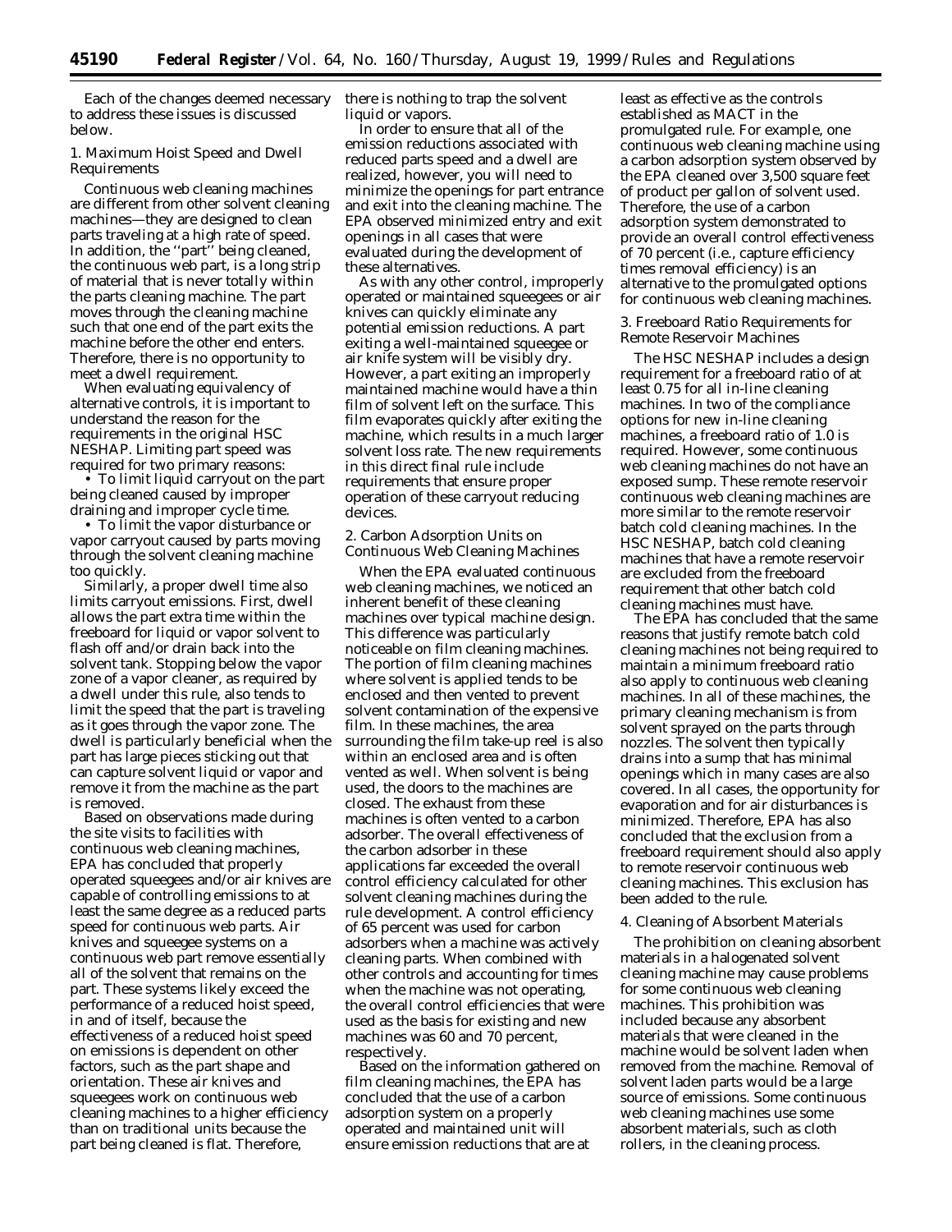Each of the changes deemed necessary to address these issues is discussed below.

### 1. Maximum Hoist Speed and Dwell Requirements

Continuous web cleaning machines are different from other solvent cleaning machines—they are designed to clean parts traveling at a high rate of speed. In addition, the ''part'' being cleaned, the continuous web part, is a long strip of material that is never totally within the parts cleaning machine. The part moves through the cleaning machine such that one end of the part exits the machine before the other end enters. Therefore, there is no opportunity to meet a dwell requirement.

When evaluating equivalency of alternative controls, it is important to understand the reason for the requirements in the original HSC NESHAP. Limiting part speed was required for two primary reasons:

- To limit liquid carryout on the part being cleaned caused by improper draining and improper cycle time.
- To limit the vapor disturbance or vapor carryout caused by parts moving through the solvent cleaning machine too quickly.

Similarly, a proper dwell time also limits carryout emissions. First, dwell allows the part extra time within the freeboard for liquid or vapor solvent to flash off and/or drain back into the solvent tank. Stopping below the vapor zone of a vapor cleaner, as required by a dwell under this rule, also tends to limit the speed that the part is traveling as it goes through the vapor zone. The dwell is particularly beneficial when the part has large pieces sticking out that can capture solvent liquid or vapor and remove it from the machine as the part is removed.

Based on observations made during the site visits to facilities with continuous web cleaning machines, EPA has concluded that properly operated squeegees and/or air knives are capable of controlling emissions to at least the same degree as a reduced parts speed for continuous web parts. Air knives and squeegee systems on a continuous web part remove essentially all of the solvent that remains on the part. These systems likely exceed the performance of a reduced hoist speed, in and of itself, because the effectiveness of a reduced hoist speed on emissions is dependent on other factors, such as the part shape and orientation. These air knives and squeegees work on continuous web cleaning machines to a higher efficiency than on traditional units because the part being cleaned is flat. Therefore, there is nothing to trap the solvent liquid or vapors.

In order to ensure that all of the emission reductions associated with reduced parts speed and a dwell are realized, however, you will need to minimize the openings for part entrance and exit into the cleaning machine. The EPA observed minimized entry and exit openings in all cases that were evaluated during the development of these alternatives.

As with any other control, improperly operated or maintained squeegees or air knives can quickly eliminate any potential emission reductions. A part exiting a well-maintained squeegee or air knife system will be visibly dry. However, a part exiting an improperly maintained machine would have a thin film of solvent left on the surface. This film evaporates quickly after exiting the machine, which results in a much larger solvent loss rate. The new requirements in this direct final rule include requirements that ensure proper operation of these carryout reducing devices.

### 2. Carbon Adsorption Units on Continuous Web Cleaning Machines

When the EPA evaluated continuous web cleaning machines, we noticed an inherent benefit of these cleaning machines over typical machine design. This difference was particularly noticeable on film cleaning machines. The portion of film cleaning machines where solvent is applied tends to be enclosed and then vented to prevent solvent contamination of the expensive film. In these machines, the area surrounding the film take-up reel is also within an enclosed area and is often vented as well. When solvent is being used, the doors to the machines are closed. The exhaust from these machines is often vented to a carbon adsorber. The overall effectiveness of the carbon adsorber in these applications far exceeded the overall control efficiency calculated for other solvent cleaning machines during the rule development. A control efficiency of 65 percent was used for carbon adsorbers when a machine was actively cleaning parts. When combined with other controls and accounting for times when the machine was not operating, the overall control efficiencies that were used as the basis for existing and new machines was 60 and 70 percent, respectively.

Based on the information gathered on film cleaning machines, the EPA has concluded that the use of a carbon adsorption system on a properly operated and maintained unit will ensure emission reductions that are at least as effective as the controls established as MACT in the promulgated rule. For example, one continuous web cleaning machine using a carbon adsorption system observed by the EPA cleaned over 3,500 square feet of product per gallon of solvent used. Therefore, the use of a carbon adsorption system demonstrated to provide an overall control effectiveness of 70 percent (i.e., capture efficiency times removal efficiency) is an alternative to the promulgated options for continuous web cleaning machines.

### 3. Freeboard Ratio Requirements for Remote Reservoir Machines

The HSC NESHAP includes a design requirement for a freeboard ratio of at least 0.75 for all in-line cleaning machines. In two of the compliance options for new in-line cleaning machines, a freeboard ratio of 1.0 is required. However, some continuous web cleaning machines do not have an exposed sump. These remote reservoir continuous web cleaning machines are more similar to the remote reservoir batch cold cleaning machines. In the HSC NESHAP, batch cold cleaning machines that have a remote reservoir are excluded from the freeboard requirement that other batch cold cleaning machines must have.

The EPA has concluded that the same reasons that justify remote batch cold cleaning machines not being required to maintain a minimum freeboard ratio also apply to continuous web cleaning machines. In all of these machines, the primary cleaning mechanism is from solvent sprayed on the parts through nozzles. The solvent then typically drains into a sump that has minimal openings which in many cases are also covered. In all cases, the opportunity for evaporation and for air disturbances is minimized. Therefore, EPA has also concluded that the exclusion from a freeboard requirement should also apply to remote reservoir continuous web cleaning machines. This exclusion has been added to the rule.

### 4. Cleaning of Absorbent Materials

The prohibition on cleaning absorbent materials in a halogenated solvent cleaning machine may cause problems for some continuous web cleaning machines. This prohibition was included because any absorbent materials that were cleaned in the machine would be solvent laden when removed from the machine. Removal of solvent laden parts would be a large source of emissions. Some continuous web cleaning machines use some absorbent materials, such as cloth rollers, in the cleaning process.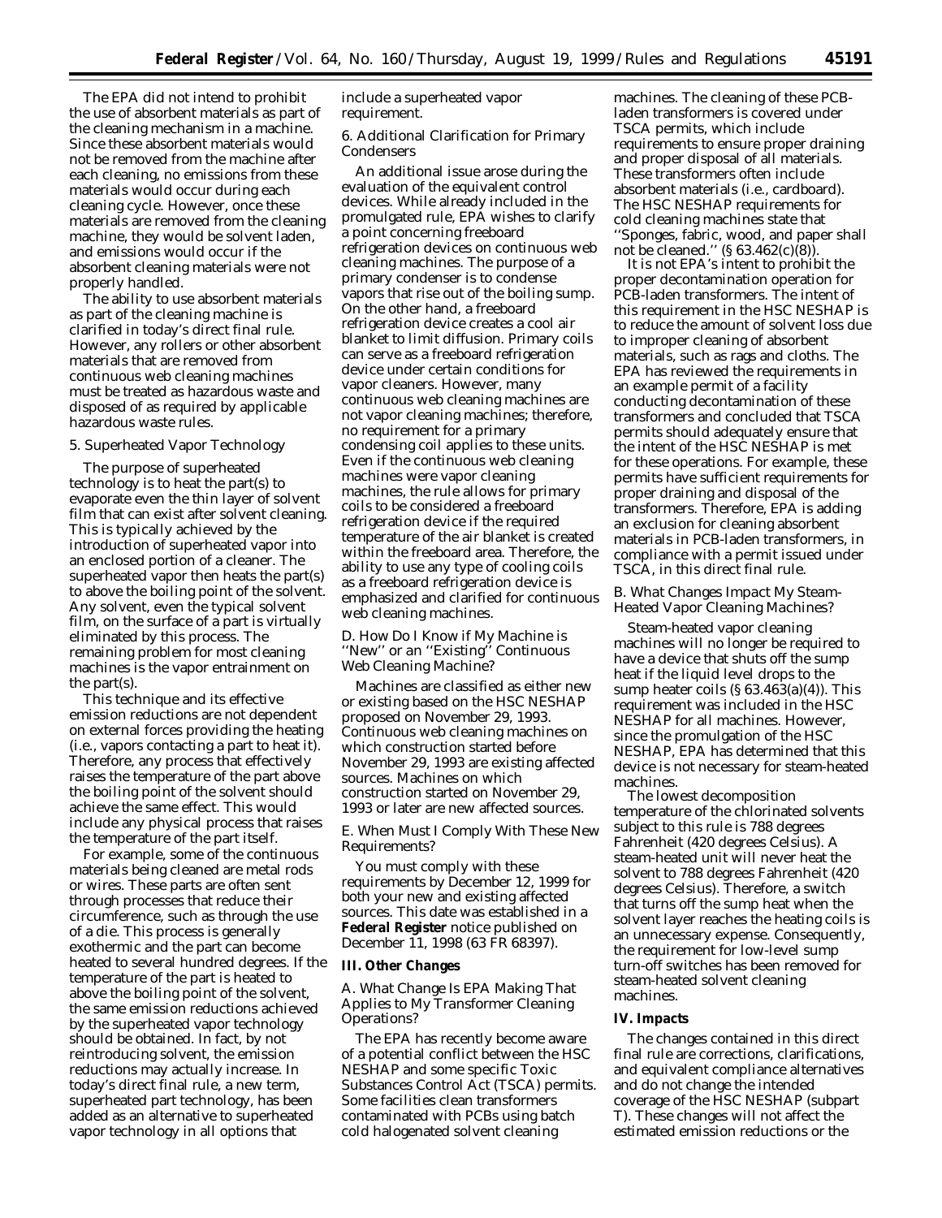The EPA did not intend to prohibit the use of absorbent materials as part of the cleaning mechanism in a machine. Since these absorbent materials would not be removed from the machine after each cleaning, no emissions from these materials would occur during each cleaning cycle. However, once these materials are removed from the cleaning machine, they would be solvent laden, and emissions would occur if the absorbent cleaning materials were not properly handled.

The ability to use absorbent materials as part of the cleaning machine is clarified in today's direct final rule. However, any rollers or other absorbent materials that are removed from continuous web cleaning machines must be treated as hazardous waste and disposed of as required by applicable hazardous waste rules.

5. Superheated Vapor Technology

The purpose of superheated technology is to heat the part(s) to evaporate even the thin layer of solvent film that can exist after solvent cleaning. This is typically achieved by the introduction of superheated vapor into an enclosed portion of a cleaner. The superheated vapor then heats the part(s) to above the boiling point of the solvent. Any solvent, even the typical solvent film, on the surface of a part is virtually eliminated by this process. The remaining problem for most cleaning machines is the vapor entrainment on the part(s).

This technique and its effective emission reductions are not dependent on external forces providing the heating (i.e., vapors contacting a part to heat it). Therefore, any process that effectively raises the temperature of the part above the boiling point of the solvent should achieve the same effect. This would include any physical process that raises the temperature of the part itself.

For example, some of the continuous materials being cleaned are metal rods or wires. These parts are often sent through processes that reduce their circumference, such as through the use of a die. This process is generally exothermic and the part can become heated to several hundred degrees. If the temperature of the part is heated to above the boiling point of the solvent, the same emission reductions achieved by the superheated vapor technology should be obtained. In fact, by not reintroducing solvent, the emission reductions may actually increase. In today's direct final rule, a new term, superheated part technology, has been added as an alternative to superheated vapor technology in all options that include a superheated vapor requirement.

6. Additional Clarification for Primary Condensers

An additional issue arose during the evaluation of the equivalent control devices. While already included in the promulgated rule, EPA wishes to clarify a point concerning freeboard refrigeration devices on continuous web cleaning machines. The purpose of a primary condenser is to condense vapors that rise out of the boiling sump. On the other hand, a freeboard refrigeration device creates a cool air blanket to limit diffusion. Primary coils can serve as a freeboard refrigeration device under certain conditions for vapor cleaners. However, many continuous web cleaning machines are not vapor cleaning machines; therefore, no requirement for a primary condensing coil applies to these units. Even if the continuous web cleaning machines were vapor cleaning machines, the rule allows for primary coils to be considered a freeboard refrigeration device if the required temperature of the air blanket is created within the freeboard area. Therefore, the ability to use any type of cooling coils as a freeboard refrigeration device is emphasized and clarified for continuous web cleaning machines.

*D. How Do I Know if My Machine is "New" or an "Existing" Continuous Web Cleaning Machine?*

Machines are classified as either new or existing based on the HSC NESHAP proposed on November 29, 1993. Continuous web cleaning machines on which construction started before November 29, 1993 are existing affected sources. Machines on which construction started on November 29, 1993 or later are new affected sources.

*E. When Must I Comply With These New Requirements?*

You must comply with these requirements by December 12, 1999 for both your new and existing affected sources. This date was established in a **Federal Register** notice published on December 11, 1998 (63 FR 68397).

**III. Other Changes**

*A. What Change Is EPA Making That Applies to My Transformer Cleaning Operations?*

The EPA has recently become aware of a potential conflict between the HSC NESHAP and some specific Toxic Substances Control Act (TSCA) permits. Some facilities clean transformers contaminated with PCBs using batch cold halogenated solvent cleaning machines. The cleaning of these PCB-laden transformers is covered under TSCA permits, which include requirements to ensure proper draining and proper disposal of all materials. These transformers often include absorbent materials (i.e., cardboard). The HSC NESHAP requirements for cold cleaning machines state that "Sponges, fabric, wood, and paper shall not be cleaned." (§ 63.462(c)(8)).

It is not EPA's intent to prohibit the proper decontamination operation for PCB-laden transformers. The intent of this requirement in the HSC NESHAP is to reduce the amount of solvent loss due to improper cleaning of absorbent materials, such as rags and cloths. The EPA has reviewed the requirements in an example permit of a facility conducting decontamination of these transformers and concluded that TSCA permits should adequately ensure that the intent of the HSC NESHAP is met for these operations. For example, these permits have sufficient requirements for proper draining and disposal of the transformers. Therefore, EPA is adding an exclusion for cleaning absorbent materials in PCB-laden transformers, in compliance with a permit issued under TSCA, in this direct final rule.

*B. What Changes Impact My Steam-Heated Vapor Cleaning Machines?*

Steam-heated vapor cleaning machines will no longer be required to have a device that shuts off the sump heat if the liquid level drops to the sump heater coils (§ 63.463(a)(4)). This requirement was included in the HSC NESHAP for all machines. However, since the promulgation of the HSC NESHAP, EPA has determined that this device is not necessary for steam-heated machines.

The lowest decomposition temperature of the chlorinated solvents subject to this rule is 788 degrees Fahrenheit (420 degrees Celsius). A steam-heated unit will never heat the solvent to 788 degrees Fahrenheit (420 degrees Celsius). Therefore, a switch that turns off the sump heat when the solvent layer reaches the heating coils is an unnecessary expense. Consequently, the requirement for low-level sump turn-off switches has been removed for steam-heated solvent cleaning machines.

**IV. Impacts**

The changes contained in this direct final rule are corrections, clarifications, and equivalent compliance alternatives and do not change the intended coverage of the HSC NESHAP (subpart T). These changes will not affect the estimated emission reductions or the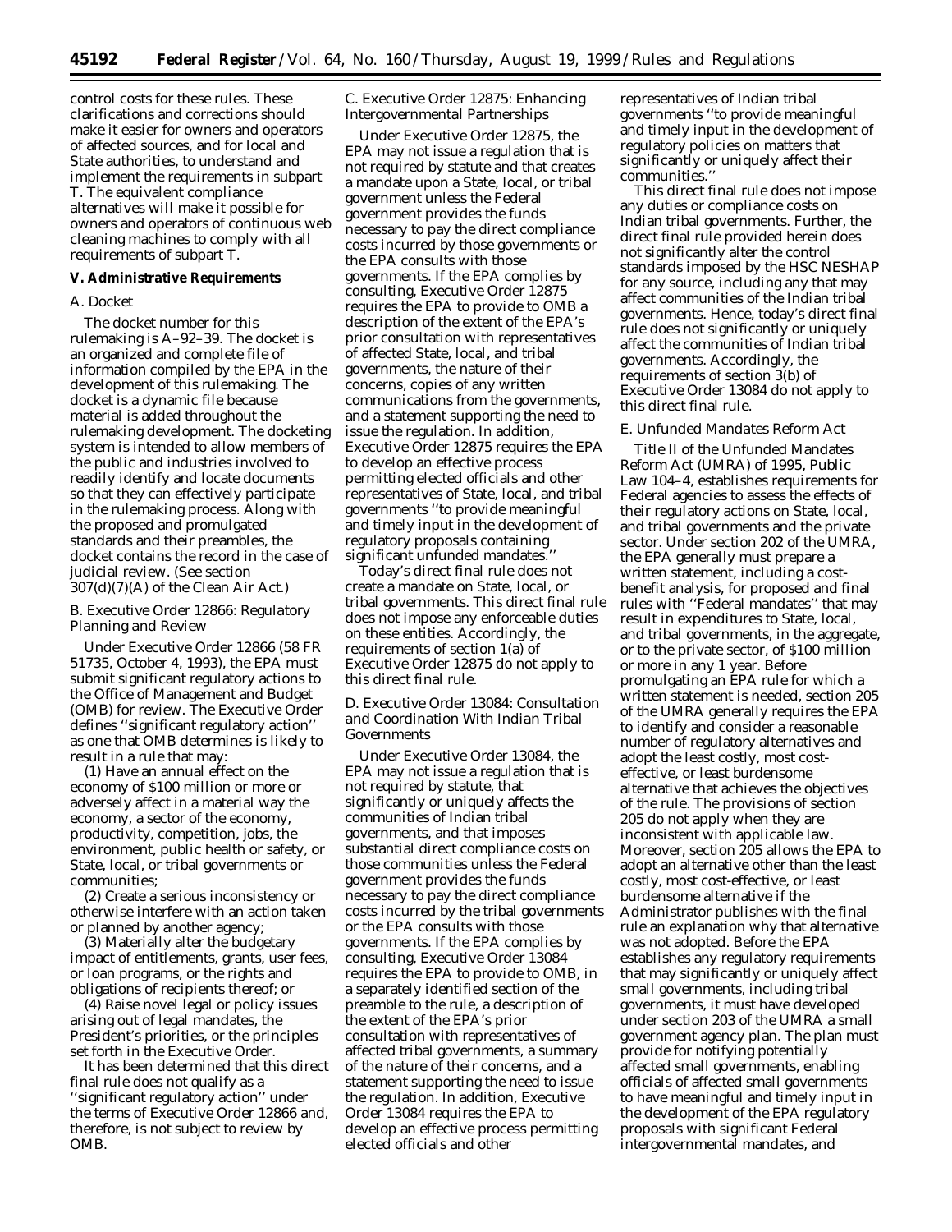control costs for these rules. These clarifications and corrections should make it easier for owners and operators of affected sources, and for local and State authorities, to understand and implement the requirements in subpart T. The equivalent compliance alternatives will make it possible for owners and operators of continuous web cleaning machines to comply with all requirements of subpart T.

## V. Administrative Requirements

### A. Docket

The docket number for this rulemaking is A–92–39. The docket is an organized and complete file of information compiled by the EPA in the development of this rulemaking. The docket is a dynamic file because material is added throughout the rulemaking development. The docketing system is intended to allow members of the public and industries involved to readily identify and locate documents so that they can effectively participate in the rulemaking process. Along with the proposed and promulgated standards and their preambles, the docket contains the record in the case of judicial review. (See section 307(d)(7)(A) of the Clean Air Act.)

### B. Executive Order 12866: Regulatory Planning and Review

Under Executive Order 12866 (58 FR 51735, October 4, 1993), the EPA must submit significant regulatory actions to the Office of Management and Budget (OMB) for review. The Executive Order defines ''significant regulatory action'' as one that OMB determines is likely to result in a rule that may:

(1) Have an annual effect on the economy of $100 million or more or adversely affect in a material way the economy, a sector of the economy, productivity, competition, jobs, the environment, public health or safety, or State, local, or tribal governments or communities;

(2) Create a serious inconsistency or otherwise interfere with an action taken or planned by another agency;

(3) Materially alter the budgetary impact of entitlements, grants, user fees, or loan programs, or the rights and obligations of recipients thereof; or

(4) Raise novel legal or policy issues arising out of legal mandates, the President's priorities, or the principles set forth in the Executive Order.

It has been determined that this direct final rule does not qualify as a ''significant regulatory action'' under the terms of Executive Order 12866 and, therefore, is not subject to review by OMB.

### C. Executive Order 12875: Enhancing Intergovernmental Partnerships

Under Executive Order 12875, the EPA may not issue a regulation that is not required by statute and that creates a mandate upon a State, local, or tribal government unless the Federal government provides the funds necessary to pay the direct compliance costs incurred by those governments or the EPA consults with those governments. If the EPA complies by consulting, Executive Order 12875 requires the EPA to provide to OMB a description of the extent of the EPA's prior consultation with representatives of affected State, local, and tribal governments, the nature of their concerns, copies of any written communications from the governments, and a statement supporting the need to issue the regulation. In addition, Executive Order 12875 requires the EPA to develop an effective process permitting elected officials and other representatives of State, local, and tribal governments ''to provide meaningful and timely input in the development of regulatory proposals containing significant unfunded mandates.''

Today's direct final rule does not create a mandate on State, local, or tribal governments. This direct final rule does not impose any enforceable duties on these entities. Accordingly, the requirements of section 1(a) of Executive Order 12875 do not apply to this direct final rule.

### D. Executive Order 13084: Consultation and Coordination With Indian Tribal Governments

Under Executive Order 13084, the EPA may not issue a regulation that is not required by statute, that significantly or uniquely affects the communities of Indian tribal governments, and that imposes substantial direct compliance costs on those communities unless the Federal government provides the funds necessary to pay the direct compliance costs incurred by the tribal governments or the EPA consults with those governments. If the EPA complies by consulting, Executive Order 13084 requires the EPA to provide to OMB, in a separately identified section of the preamble to the rule, a description of the extent of the EPA's prior consultation with representatives of affected tribal governments, a summary of the nature of their concerns, and a statement supporting the need to issue the regulation. In addition, Executive Order 13084 requires the EPA to develop an effective process permitting elected officials and other representatives of Indian tribal governments ''to provide meaningful and timely input in the development of regulatory policies on matters that significantly or uniquely affect their communities.''

This direct final rule does not impose any duties or compliance costs on Indian tribal governments. Further, the direct final rule provided herein does not significantly alter the control standards imposed by the HSC NESHAP for any source, including any that may affect communities of the Indian tribal governments. Hence, today's direct final rule does not significantly or uniquely affect the communities of Indian tribal governments. Accordingly, the requirements of section 3(b) of Executive Order 13084 do not apply to this direct final rule.

### E. Unfunded Mandates Reform Act

Title II of the Unfunded Mandates Reform Act (UMRA) of 1995, Public Law 104–4, establishes requirements for Federal agencies to assess the effects of their regulatory actions on State, local, and tribal governments and the private sector. Under section 202 of the UMRA, the EPA generally must prepare a written statement, including a cost-benefit analysis, for proposed and final rules with ''Federal mandates'' that may result in expenditures to State, local, and tribal governments, in the aggregate, or to the private sector, of $100 million or more in any 1 year. Before promulgating an EPA rule for which a written statement is needed, section 205 of the UMRA generally requires the EPA to identify and consider a reasonable number of regulatory alternatives and adopt the least costly, most cost-effective, or least burdensome alternative that achieves the objectives of the rule. The provisions of section 205 do not apply when they are inconsistent with applicable law. Moreover, section 205 allows the EPA to adopt an alternative other than the least costly, most cost-effective, or least burdensome alternative if the Administrator publishes with the final rule an explanation why that alternative was not adopted. Before the EPA establishes any regulatory requirements that may significantly or uniquely affect small governments, including tribal governments, it must have developed under section 203 of the UMRA a small government agency plan. The plan must provide for notifying potentially affected small governments, enabling officials of affected small governments to have meaningful and timely input in the development of the EPA regulatory proposals with significant Federal intergovernmental mandates, and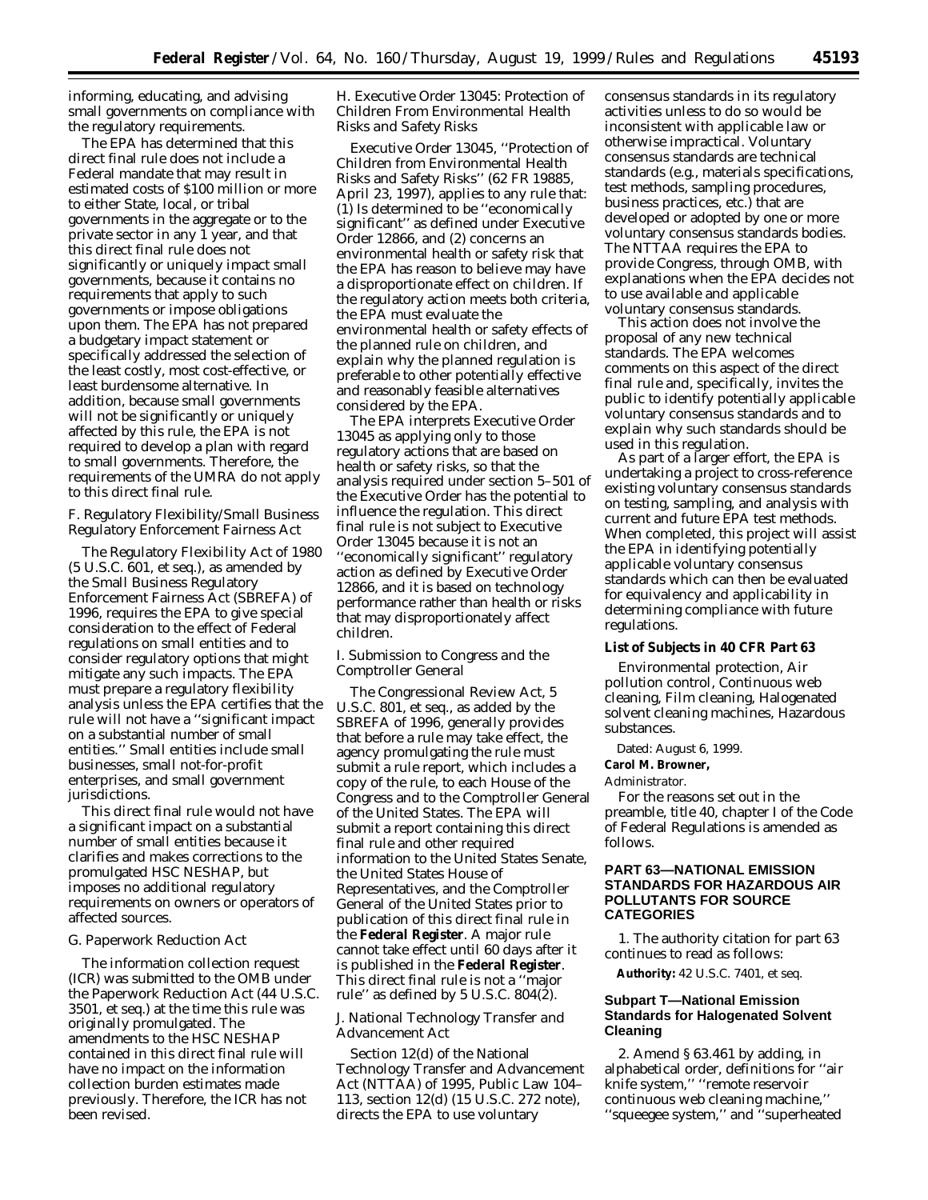informing, educating, and advising small governments on compliance with the regulatory requirements.

The EPA has determined that this direct final rule does not include a Federal mandate that may result in estimated costs of $100 million or more to either State, local, or tribal governments in the aggregate or to the private sector in any 1 year, and that this direct final rule does not significantly or uniquely impact small governments, because it contains no requirements that apply to such governments or impose obligations upon them. The EPA has not prepared a budgetary impact statement or specifically addressed the selection of the least costly, most cost-effective, or least burdensome alternative. In addition, because small governments will not be significantly or uniquely affected by this rule, the EPA is not required to develop a plan with regard to small governments. Therefore, the requirements of the UMRA do not apply to this direct final rule.

### *F. Regulatory Flexibility/Small Business Regulatory Enforcement Fairness Act*

The Regulatory Flexibility Act of 1980 (5 U.S.C. 601, et seq.), as amended by the Small Business Regulatory Enforcement Fairness Act (SBREFA) of 1996, requires the EPA to give special consideration to the effect of Federal regulations on small entities and to consider regulatory options that might mitigate any such impacts. The EPA must prepare a regulatory flexibility analysis unless the EPA certifies that the rule will not have a ''significant impact on a substantial number of small entities.'' Small entities include small businesses, small not-for-profit enterprises, and small government jurisdictions.

This direct final rule would not have a significant impact on a substantial number of small entities because it clarifies and makes corrections to the promulgated HSC NESHAP, but imposes no additional regulatory requirements on owners or operators of affected sources.

### *G. Paperwork Reduction Act*

The information collection request (ICR) was submitted to the OMB under the Paperwork Reduction Act (44 U.S.C. 3501, et seq.) at the time this rule was originally promulgated. The amendments to the HSC NESHAP contained in this direct final rule will have no impact on the information collection burden estimates made previously. Therefore, the ICR has not been revised.

### *H. Executive Order 13045: Protection of Children From Environmental Health Risks and Safety Risks*

Executive Order 13045, ''Protection of Children from Environmental Health Risks and Safety Risks'' (62 FR 19885, April 23, 1997), applies to any rule that: (1) Is determined to be ''economically significant'' as defined under Executive Order 12866, and (2) concerns an environmental health or safety risk that the EPA has reason to believe may have a disproportionate effect on children. If the regulatory action meets both criteria, the EPA must evaluate the environmental health or safety effects of the planned rule on children, and explain why the planned regulation is preferable to other potentially effective and reasonably feasible alternatives considered by the EPA.

The EPA interprets Executive Order 13045 as applying only to those regulatory actions that are based on health or safety risks, so that the analysis required under section 5–501 of the Executive Order has the potential to influence the regulation. This direct final rule is not subject to Executive Order 13045 because it is not an ''economically significant'' regulatory action as defined by Executive Order 12866, and it is based on technology performance rather than health or risks that may disproportionately affect children.

### *I. Submission to Congress and the Comptroller General*

The Congressional Review Act, 5 U.S.C. 801, et seq., as added by the SBREFA of 1996, generally provides that before a rule may take effect, the agency promulgating the rule must submit a rule report, which includes a copy of the rule, to each House of the Congress and to the Comptroller General of the United States. The EPA will submit a report containing this direct final rule and other required information to the United States Senate, the United States House of Representatives, and the Comptroller General of the United States prior to publication of this direct final rule in the **Federal Register**. A major rule cannot take effect until 60 days after it is published in the **Federal Register**. This direct final rule is not a ''major rule'' as defined by 5 U.S.C. 804(2).

### *J. National Technology Transfer and Advancement Act*

Section 12(d) of the National Technology Transfer and Advancement Act (NTTAA) of 1995, Public Law 104–113, section 12(d) (15 U.S.C. 272 note), directs the EPA to use voluntary consensus standards in its regulatory activities unless to do so would be inconsistent with applicable law or otherwise impractical. Voluntary consensus standards are technical standards (e.g., materials specifications, test methods, sampling procedures, business practices, etc.) that are developed or adopted by one or more voluntary consensus standards bodies. The NTTAA requires the EPA to provide Congress, through OMB, with explanations when the EPA decides not to use available and applicable voluntary consensus standards.

This action does not involve the proposal of any new technical standards. The EPA welcomes comments on this aspect of the direct final rule and, specifically, invites the public to identify potentially applicable voluntary consensus standards and to explain why such standards should be used in this regulation.

As part of a larger effort, the EPA is undertaking a project to cross-reference existing voluntary consensus standards on testing, sampling, and analysis with current and future EPA test methods. When completed, this project will assist the EPA in identifying potentially applicable voluntary consensus standards which can then be evaluated for equivalency and applicability in determining compliance with future regulations.

**List of Subjects in 40 CFR Part 63**

Environmental protection, Air pollution control, Continuous web cleaning, Film cleaning, Halogenated solvent cleaning machines, Hazardous substances.

Dated: August 6, 1999.

**Carol M. Browner,**

*Administrator.*

For the reasons set out in the preamble, title 40, chapter I of the Code of Federal Regulations is amended as follows.

## PART 63—NATIONAL EMISSION STANDARDS FOR HAZARDOUS AIR POLLUTANTS FOR SOURCE CATEGORIES

1. The authority citation for part 63 continues to read as follows:

**Authority:** 42 U.S.C. 7401, *et seq.*

## Subpart T—National Emission Standards for Halogenated Solvent Cleaning

2. Amend § 63.461 by adding, in alphabetical order, definitions for ''air knife system,'' ''remote reservoir continuous web cleaning machine,'' ''squeegee system,'' and ''superheated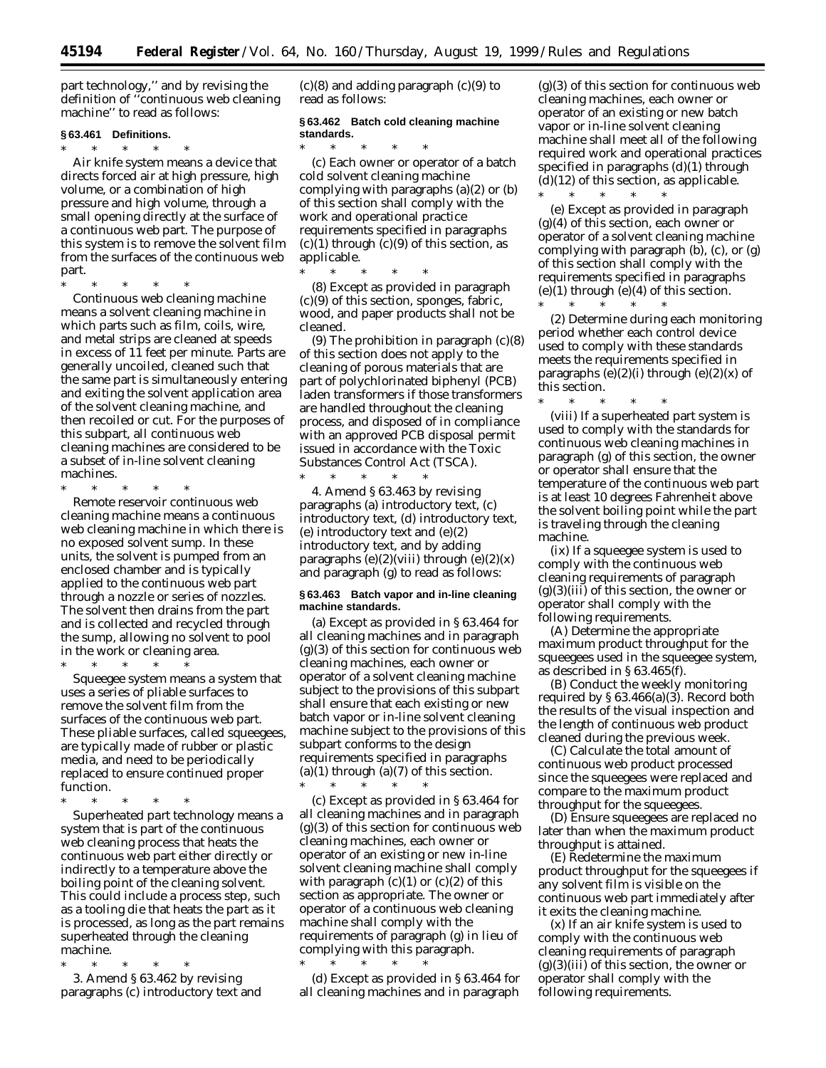part technology,'' and by revising the definition of ''continuous web cleaning machine'' to read as follows:

**§ 63.461 Definitions.**

\* \* \* \* \*

*Air knife system* means a device that directs forced air at high pressure, high volume, or a combination of high pressure and high volume, through a small opening directly at the surface of a continuous web part. The purpose of this system is to remove the solvent film from the surfaces of the continuous web part.

\* \* \* \* \*

*Continuous web cleaning machine* means a solvent cleaning machine in which parts such as film, coils, wire, and metal strips are cleaned at speeds in excess of 11 feet per minute. Parts are generally uncoiled, cleaned such that the same part is simultaneously entering and exiting the solvent application area of the solvent cleaning machine, and then recoiled or cut. For the purposes of this subpart, all continuous web cleaning machines are considered to be a subset of in-line solvent cleaning machines.

\* \* \* \* \*

*Remote reservoir continuous web cleaning machine* means a continuous web cleaning machine in which there is no exposed solvent sump. In these units, the solvent is pumped from an enclosed chamber and is typically applied to the continuous web part through a nozzle or series of nozzles. The solvent then drains from the part and is collected and recycled through the sump, allowing no solvent to pool in the work or cleaning area.

\* \* \* \* \*

*Squeegee system* means a system that uses a series of pliable surfaces to remove the solvent film from the surfaces of the continuous web part. These pliable surfaces, called squeegees, are typically made of rubber or plastic media, and need to be periodically replaced to ensure continued proper function.

\* \* \* \* \*

*Superheated part technology* means a system that is part of the continuous web cleaning process that heats the continuous web part either directly or indirectly to a temperature above the boiling point of the cleaning solvent. This could include a process step, such as a tooling die that heats the part as it is processed, as long as the part remains superheated through the cleaning machine.

\* \* \* \* \*

3. Amend § 63.462 by revising paragraphs (c) introductory text and (c)(8) and adding paragraph (c)(9) to read as follows:

**§ 63.462 Batch cold cleaning machine standards.**

\* \* \* \* \*

(c) Each owner or operator of a batch cold solvent cleaning machine complying with paragraphs (a)(2) or (b) of this section shall comply with the work and operational practice requirements specified in paragraphs (c)(1) through (c)(9) of this section, as applicable.

\* \* \* \* \*

(8) Except as provided in paragraph (c)(9) of this section, sponges, fabric, wood, and paper products shall not be cleaned.

(9) The prohibition in paragraph (c)(8) of this section does not apply to the cleaning of porous materials that are part of polychlorinated biphenyl (PCB) laden transformers if those transformers are handled throughout the cleaning process, and disposed of in compliance with an approved PCB disposal permit issued in accordance with the Toxic Substances Control Act (TSCA).

\* \* \* \* \*

4. Amend § 63.463 by revising paragraphs (a) introductory text, (c) introductory text, (d) introductory text, (e) introductory text and (e)(2) introductory text, and by adding paragraphs (e)(2)(viii) through (e)(2)(x) and paragraph (g) to read as follows:

**§ 63.463 Batch vapor and in-line cleaning machine standards.**

(a) Except as provided in § 63.464 for all cleaning machines and in paragraph (g)(3) of this section for continuous web cleaning machines, each owner or operator of a solvent cleaning machine subject to the provisions of this subpart shall ensure that each existing or new batch vapor or in-line solvent cleaning machine subject to the provisions of this subpart conforms to the design requirements specified in paragraphs (a)(1) through (a)(7) of this section.

\* \* \* \* \*

(c) Except as provided in § 63.464 for all cleaning machines and in paragraph (g)(3) of this section for continuous web cleaning machines, each owner or operator of an existing or new in-line solvent cleaning machine shall comply with paragraph (c)(1) or (c)(2) of this section as appropriate. The owner or operator of a continuous web cleaning machine shall comply with the requirements of paragraph (g) in lieu of complying with this paragraph.

\* \* \* \* \*

(d) Except as provided in § 63.464 for all cleaning machines and in paragraph (g)(3) of this section for continuous web cleaning machines, each owner or operator of an existing or new batch vapor or in-line solvent cleaning machine shall meet all of the following required work and operational practices specified in paragraphs (d)(1) through (d)(12) of this section, as applicable.

\* \* \* \* \*

(e) Except as provided in paragraph (g)(4) of this section, each owner or operator of a solvent cleaning machine complying with paragraph (b), (c), or (g) of this section shall comply with the requirements specified in paragraphs (e)(1) through (e)(4) of this section.

\* \* \* \* \*

(2) Determine during each monitoring period whether each control device used to comply with these standards meets the requirements specified in paragraphs (e)(2)(i) through (e)(2)(x) of this section.

\* \* \* \* \*

(viii) If a superheated part system is used to comply with the standards for continuous web cleaning machines in paragraph (g) of this section, the owner or operator shall ensure that the temperature of the continuous web part is at least 10 degrees Fahrenheit above the solvent boiling point while the part is traveling through the cleaning machine.

(ix) If a squeegee system is used to comply with the continuous web cleaning requirements of paragraph (g)(3)(iii) of this section, the owner or operator shall comply with the following requirements.

(A) Determine the appropriate maximum product throughput for the squeegees used in the squeegee system, as described in § 63.465(f).

(B) Conduct the weekly monitoring required by § 63.466(a)(3). Record both the results of the visual inspection and the length of continuous web product cleaned during the previous week.

(C) Calculate the total amount of continuous web product processed since the squeegees were replaced and compare to the maximum product throughput for the squeegees.

(D) Ensure squeegees are replaced no later than when the maximum product throughput is attained.

(E) Redetermine the maximum product throughput for the squeegees if any solvent film is visible on the continuous web part immediately after it exits the cleaning machine.

(x) If an air knife system is used to comply with the continuous web cleaning requirements of paragraph (g)(3)(iii) of this section, the owner or operator shall comply with the following requirements.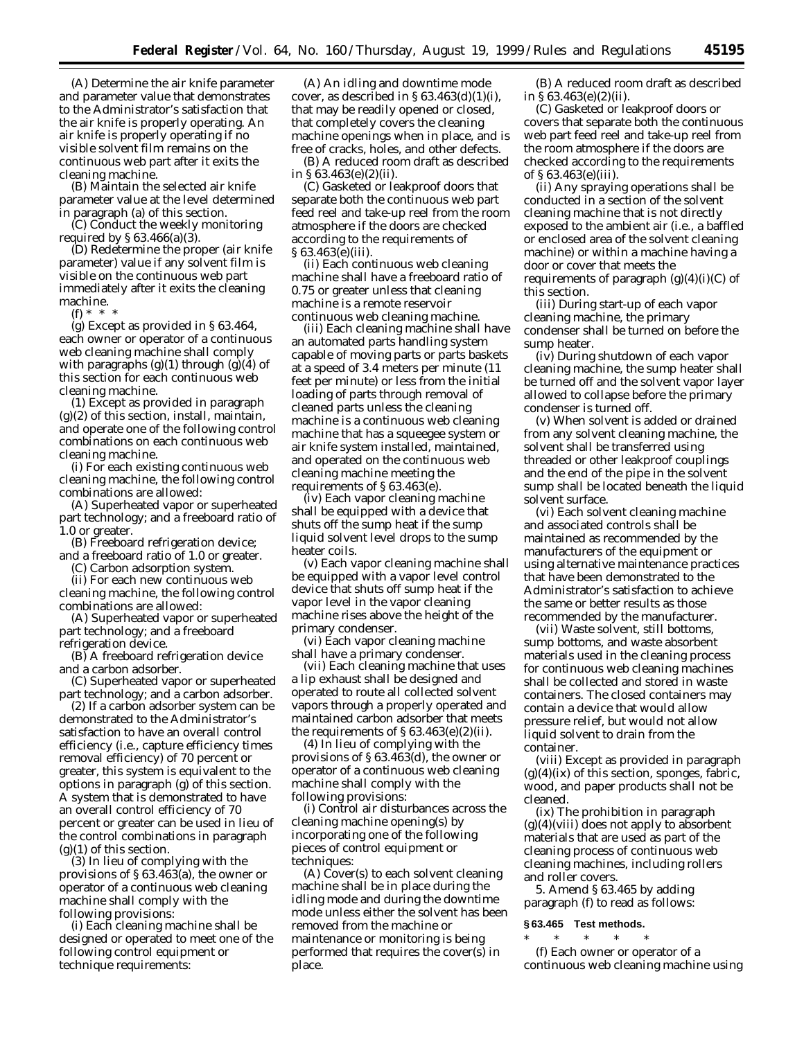(A) Determine the air knife parameter and parameter value that demonstrates to the Administrator's satisfaction that the air knife is properly operating. An air knife is properly operating if no visible solvent film remains on the continuous web part after it exits the cleaning machine.

(B) Maintain the selected air knife parameter value at the level determined in paragraph (a) of this section.

(C) Conduct the weekly monitoring required by § 63.466(a)(3).

(D) Redetermine the proper (air knife parameter) value if any solvent film is visible on the continuous web part immediately after it exits the cleaning machine.

(f) * * *

(g) Except as provided in § 63.464, each owner or operator of a continuous web cleaning machine shall comply with paragraphs (g)(1) through (g)(4) of this section for each continuous web cleaning machine.

(1) Except as provided in paragraph (g)(2) of this section, install, maintain, and operate one of the following control combinations on each continuous web cleaning machine.

(i) For each existing continuous web cleaning machine, the following control combinations are allowed:

(A) Superheated vapor or superheated part technology; and a freeboard ratio of 1.0 or greater.

(B) Freeboard refrigeration device; and a freeboard ratio of 1.0 or greater.

(C) Carbon adsorption system.

(ii) For each new continuous web cleaning machine, the following control combinations are allowed:

(A) Superheated vapor or superheated part technology; and a freeboard refrigeration device.

(B) A freeboard refrigeration device and a carbon adsorber.

(C) Superheated vapor or superheated part technology; and a carbon adsorber.

(2) If a carbon adsorber system can be demonstrated to the Administrator's satisfaction to have an overall control efficiency (i.e., capture efficiency times removal efficiency) of 70 percent or greater, this system is equivalent to the options in paragraph (g) of this section. A system that is demonstrated to have an overall control efficiency of 70 percent or greater can be used in lieu of the control combinations in paragraph (g)(1) of this section.

(3) In lieu of complying with the provisions of § 63.463(a), the owner or operator of a continuous web cleaning machine shall comply with the following provisions:

(i) Each cleaning machine shall be designed or operated to meet one of the following control equipment or technique requirements:

(A) An idling and downtime mode cover, as described in § 63.463(d)(1)(i), that may be readily opened or closed, that completely covers the cleaning machine openings when in place, and is free of cracks, holes, and other defects.

(B) A reduced room draft as described in § 63.463(e)(2)(ii).

(C) Gasketed or leakproof doors that separate both the continuous web part feed reel and take-up reel from the room atmosphere if the doors are checked according to the requirements of § 63.463(e)(iii).

(ii) Each continuous web cleaning machine shall have a freeboard ratio of 0.75 or greater unless that cleaning machine is a remote reservoir continuous web cleaning machine.

(iii) Each cleaning machine shall have an automated parts handling system capable of moving parts or parts baskets at a speed of 3.4 meters per minute (11 feet per minute) or less from the initial loading of parts through removal of cleaned parts unless the cleaning machine is a continuous web cleaning machine that has a squeegee system or air knife system installed, maintained, and operated on the continuous web cleaning machine meeting the requirements of § 63.463(e).

(iv) Each vapor cleaning machine shall be equipped with a device that shuts off the sump heat if the sump liquid solvent level drops to the sump heater coils.

(v) Each vapor cleaning machine shall be equipped with a vapor level control device that shuts off sump heat if the vapor level in the vapor cleaning machine rises above the height of the primary condenser.

(vi) Each vapor cleaning machine shall have a primary condenser.

(vii) Each cleaning machine that uses a lip exhaust shall be designed and operated to route all collected solvent vapors through a properly operated and maintained carbon adsorber that meets the requirements of § 63.463(e)(2)(ii).

(4) In lieu of complying with the provisions of § 63.463(d), the owner or operator of a continuous web cleaning machine shall comply with the following provisions:

(i) Control air disturbances across the cleaning machine opening(s) by incorporating one of the following pieces of control equipment or techniques:

(A) Cover(s) to each solvent cleaning machine shall be in place during the idling mode and during the downtime mode unless either the solvent has been removed from the machine or maintenance or monitoring is being performed that requires the cover(s) in place.

(B) A reduced room draft as described in § 63.463(e)(2)(ii).

(C) Gasketed or leakproof doors or covers that separate both the continuous web part feed reel and take-up reel from the room atmosphere if the doors are checked according to the requirements of § 63.463(e)(iii).

(ii) Any spraying operations shall be conducted in a section of the solvent cleaning machine that is not directly exposed to the ambient air (i.e., a baffled or enclosed area of the solvent cleaning machine) or within a machine having a door or cover that meets the requirements of paragraph (g)(4)(i)(C) of this section.

(iii) During start-up of each vapor cleaning machine, the primary condenser shall be turned on before the sump heater.

(iv) During shutdown of each vapor cleaning machine, the sump heater shall be turned off and the solvent vapor layer allowed to collapse before the primary condenser is turned off.

(v) When solvent is added or drained from any solvent cleaning machine, the solvent shall be transferred using threaded or other leakproof couplings and the end of the pipe in the solvent sump shall be located beneath the liquid solvent surface.

(vi) Each solvent cleaning machine and associated controls shall be maintained as recommended by the manufacturers of the equipment or using alternative maintenance practices that have been demonstrated to the Administrator's satisfaction to achieve the same or better results as those recommended by the manufacturer.

(vii) Waste solvent, still bottoms, sump bottoms, and waste absorbent materials used in the cleaning process for continuous web cleaning machines shall be collected and stored in waste containers. The closed containers may contain a device that would allow pressure relief, but would not allow liquid solvent to drain from the container.

(viii) Except as provided in paragraph (g)(4)(ix) of this section, sponges, fabric, wood, and paper products shall not be cleaned.

(ix) The prohibition in paragraph (g)(4)(viii) does not apply to absorbent materials that are used as part of the cleaning process of continuous web cleaning machines, including rollers and roller covers.

5. Amend § 63.465 by adding paragraph (f) to read as follows:

**§ 63.465 Test methods.**

\* \* \* \* \*

(f) Each owner or operator of a continuous web cleaning machine using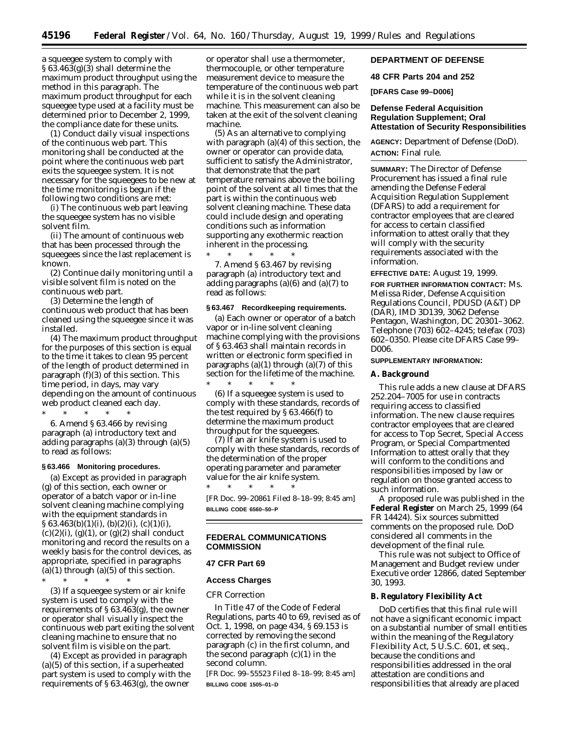a squeegee system to comply with § 63.463(g)(3) shall determine the maximum product throughput using the method in this paragraph. The maximum product throughput for each squeegee type used at a facility must be determined prior to December 2, 1999, the compliance date for these units.

(1) Conduct daily visual inspections of the continuous web part. This monitoring shall be conducted at the point where the continuous web part exits the squeegee system. It is not necessary for the squeegees to be new at the time monitoring is begun if the following two conditions are met:

(i) The continuous web part leaving the squeegee system has no visible solvent film.

(ii) The amount of continuous web that has been processed through the squeegees since the last replacement is known.

(2) Continue daily monitoring until a visible solvent film is noted on the continuous web part.

(3) Determine the length of continuous web product that has been cleaned using the squeegee since it was installed.

(4) The maximum product throughput for the purposes of this section is equal to the time it takes to clean 95 percent of the length of product determined in paragraph (f)(3) of this section. This time period, in days, may vary depending on the amount of continuous web product cleaned each day.

* * * * *

6. Amend § 63.466 by revising paragraph (a) introductory text and adding paragraphs (a)(3) through (a)(5) to read as follows:

**§ 63.466 Monitoring procedures.**

(a) Except as provided in paragraph (g) of this section, each owner or operator of a batch vapor or in-line solvent cleaning machine complying with the equipment standards in § 63.463(b)(1)(i), (b)(2)(i), (c)(1)(i), (c)(2)(i), (g)(1), or (g)(2) shall conduct monitoring and record the results on a weekly basis for the control devices, as appropriate, specified in paragraphs (a)(1) through (a)(5) of this section.

* * * * *

(3) If a squeegee system or air knife system is used to comply with the requirements of § 63.463(g), the owner or operator shall visually inspect the continuous web part exiting the solvent cleaning machine to ensure that no solvent film is visible on the part.

(4) Except as provided in paragraph (a)(5) of this section, if a superheated part system is used to comply with the requirements of § 63.463(g), the owner or operator shall use a thermometer, thermocouple, or other temperature measurement device to measure the temperature of the continuous web part while it is in the solvent cleaning machine. This measurement can also be taken at the exit of the solvent cleaning machine.

(5) As an alternative to complying with paragraph (a)(4) of this section, the owner or operator can provide data, sufficient to satisfy the Administrator, that demonstrate that the part temperature remains above the boiling point of the solvent at all times that the part is within the continuous web solvent cleaning machine. These data could include design and operating conditions such as information supporting any exothermic reaction inherent in the processing.

* * * * *

7. Amend § 63.467 by revising paragraph (a) introductory text and adding paragraphs (a)(6) and (a)(7) to read as follows:

**§ 63.467 Recordkeeping requirements.**

(a) Each owner or operator of a batch vapor or in-line solvent cleaning machine complying with the provisions of § 63.463 shall maintain records in written or electronic form specified in paragraphs (a)(1) through (a)(7) of this section for the lifetime of the machine.

* * * * *

(6) If a squeegee system is used to comply with these standards, records of the test required by § 63.466(f) to determine the maximum product throughput for the squeegees.

(7) If an air knife system is used to comply with these standards, records of the determination of the proper operating parameter and parameter value for the air knife system.

* * * * *

[FR Doc. 99–20861 Filed 8–18–99; 8:45 am]

**BILLING CODE 6560–50–P**

---

## FEDERAL COMMUNICATIONS COMMISSION

### 47 CFR Part 69

### Access Charges

*CFR Correction*

In Title 47 of the Code of Federal Regulations, parts 40 to 69, revised as of Oct. 1, 1998, on page 434, § 69.153 is corrected by removing the second paragraph (c) in the first column, and the second paragraph (c)(1) in the second column.

[FR Doc. 99–55523 Filed 8–18–99; 8:45 am]

**BILLING CODE 1505–01–D**

---

## DEPARTMENT OF DEFENSE

### 48 CFR Parts 204 and 252

**[DFARS Case 99–D006]**

### Defense Federal Acquisition Regulation Supplement; Oral Attestation of Security Responsibilities

**AGENCY:** Department of Defense (DoD).

**ACTION:** Final rule.

**SUMMARY:** The Director of Defense Procurement has issued a final rule amending the Defense Federal Acquisition Regulation Supplement (DFARS) to add a requirement for contractor employees that are cleared for access to certain classified information to attest orally that they will comply with the security requirements associated with the information.

**EFFECTIVE DATE:** August 19, 1999.

**FOR FURTHER INFORMATION CONTACT:** Ms. Melissa Rider, Defense Acquisition Regulations Council, PDUSD (A&T) DP (DAR), IMD 3D139, 3062 Defense Pentagon, Washington, DC 20301–3062. Telephone (703) 602–4245; telefax (703) 602–0350. Please cite DFARS Case 99–D006.

**SUPPLEMENTARY INFORMATION:**

**A. Background**

This rule adds a new clause at DFARS 252.204–7005 for use in contracts requiring access to classified information. The new clause requires contractor employees that are cleared for access to Top Secret, Special Access Program, or Special Compartmented Information to attest orally that they will conform to the conditions and responsibilities imposed by law or regulation on those granted access to such information.

A proposed rule was published in the **Federal Register** on March 25, 1999 (64 FR 14424). Six sources submitted comments on the proposed rule. DoD considered all comments in the development of the final rule.

This rule was not subject to Office of Management and Budget review under Executive order 12866, dated September 30, 1993.

**B. Regulatory Flexibility Act**

DoD certifies that this final rule will not have a significant economic impact on a substantial number of small entities within the meaning of the Regulatory Flexibility Act, 5 U.S.C. 601, et seq., because the conditions and responsibilities addressed in the oral attestation are conditions and responsibilities that already are placed